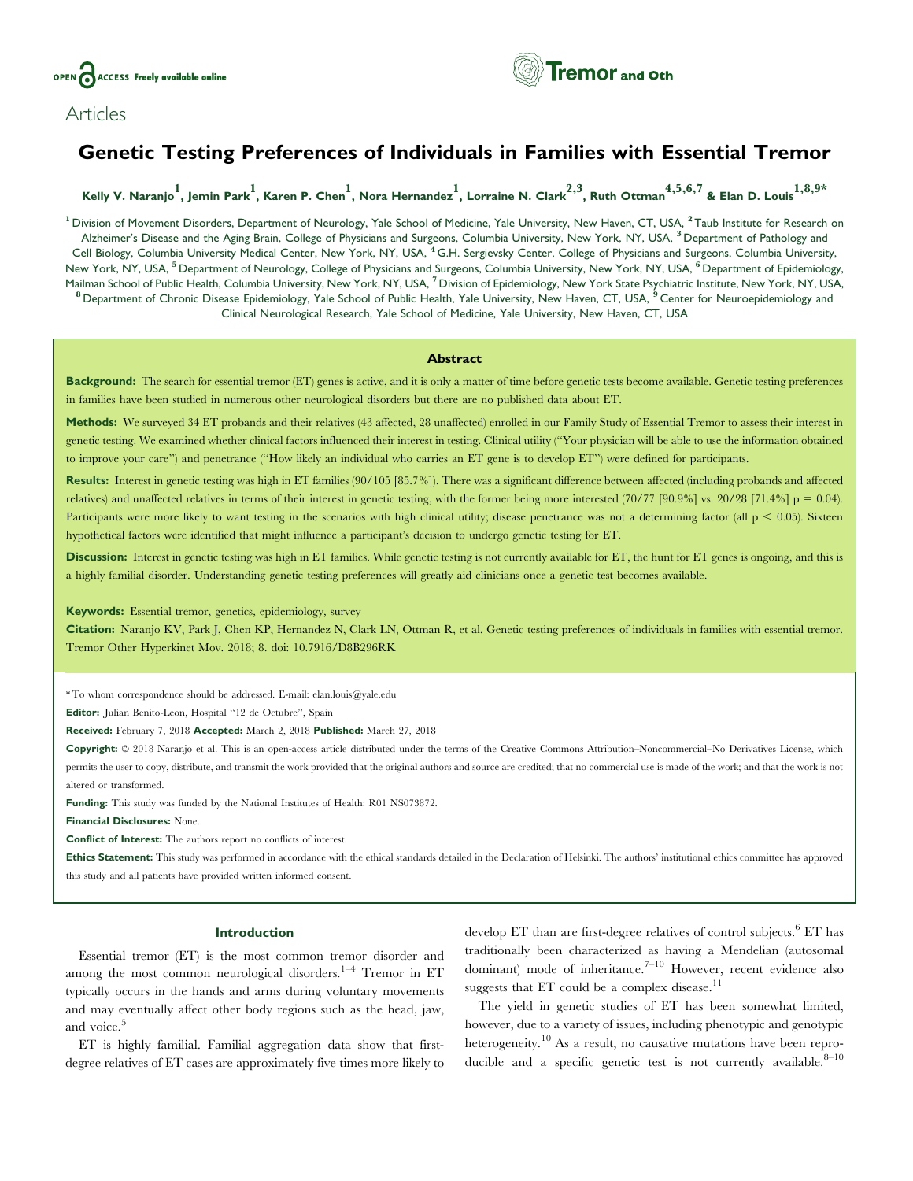Articles

# Genetic Testing Preferences of Individuals in Families with Essential Tremor

**Kelly V. Naranjo[1], Jemin Park[1], Karen P. Chen[1], Nora Hernandez[1], Lorraine N. Clark[2,3], Ruth Ottman[4,5,6,7] & Elan D. Louis[1,8,9]***

[1] Division of Movement Disorders, Department of Neurology, Yale School of Medicine, Yale University, New Haven, CT, USA, [2] Taub Institute for Research on Alzheimer's Disease and the Aging Brain, College of Physicians and Surgeons, Columbia University, New York, NY, USA, [3] Department of Pathology and Cell Biology, Columbia University Medical Center, New York, NY, USA, [4] G.H. Sergievsky Center, College of Physicians and Surgeons, Columbia University, New York, NY, USA, [5] Department of Neurology, College of Physicians and Surgeons, Columbia University, New York, NY, USA, [6] Department of Epidemiology, Mailman School of Public Health, Columbia University, New York, NY, USA, [7] Division of Epidemiology, New York State Psychiatric Institute, New York, NY, USA, [8] Department of Chronic Disease Epidemiology, Yale School of Public Health, Yale University, New Haven, CT, USA, [9] Center for Neuroepidemiology and Clinical Neurological Research, Yale School of Medicine, Yale University, New Haven, CT, USA

## Abstract

**Background:** The search for essential tremor (ET) genes is active, and it is only a matter of time before genetic tests become available. Genetic testing preferences in families have been studied in numerous other neurological disorders but there are no published data about ET.

**Methods:** We surveyed 34 ET probands and their relatives (43 affected, 28 unaffected) enrolled in our Family Study of Essential Tremor to assess their interest in genetic testing. We examined whether clinical factors influenced their interest in testing. Clinical utility ("Your physician will be able to use the information obtained to improve your care") and penetrance ("How likely an individual who carries an ET gene is to develop ET") were defined for participants.

**Results:** Interest in genetic testing was high in ET families (90/105 [85.7%]). There was a significant difference between affected (including probands and affected relatives) and unaffected relatives in terms of their interest in genetic testing, with the former being more interested (70/77 [90.9%] vs. 20/28 [71.4%] $p = 0.04$). Participants were more likely to want testing in the scenarios with high clinical utility; disease penetrance was not a determining factor (all $p < 0.05$). Sixteen hypothetical factors were identified that might influence a participant's decision to undergo genetic testing for ET.

**Discussion:** Interest in genetic testing was high in ET families. While genetic testing is not currently available for ET, the hunt for ET genes is ongoing, and this is a highly familial disorder. Understanding genetic testing preferences will greatly aid clinicians once a genetic test becomes available.

**Keywords:** Essential tremor, genetics, epidemiology, survey

**Citation:** Naranjo KV, Park J, Chen KP, Hernandez N, Clark LN, Ottman R, et al. Genetic testing preferences of individuals in families with essential tremor. Tremor Other Hyperkinet Mov. 2018; 8. doi: 10.7916/D8B296RK

*To whom correspondence should be addressed. E-mail: elan.louis@yale.edu

**Editor:** Julian Benito-Leon, Hospital "12 de Octubre", Spain

**Received:** February 7, 2018 **Accepted:** March 2, 2018 **Published:** March 27, 2018

**Copyright:** © 2018 Naranjo et al. This is an open-access article distributed under the terms of the Creative Commons Attribution–Noncommercial–No Derivatives License, which permits the user to copy, distribute, and transmit the work provided that the original authors and source are credited; that no commercial use is made of the work; and that the work is not altered or transformed.

**Funding:** This study was funded by the National Institutes of Health: R01 NS073872.

**Financial Disclosures:** None.

**Conflict of Interest:** The authors report no conflicts of interest.

**Ethics Statement:** This study was performed in accordance with the ethical standards detailed in the Declaration of Helsinki. The authors' institutional ethics committee has approved this study and all patients have provided written informed consent.

## Introduction

Essential tremor (ET) is the most common tremor disorder and among the most common neurological disorders.[1–4] Tremor in ET typically occurs in the hands and arms during voluntary movements and may eventually affect other body regions such as the head, jaw, and voice.[5]

ET is highly familial. Familial aggregation data show that first-degree relatives of ET cases are approximately five times more likely to develop ET than are first-degree relatives of control subjects.[6] ET has traditionally been characterized as having a Mendelian (autosomal dominant) mode of inheritance.[7–10] However, recent evidence also suggests that ET could be a complex disease.[11]

The yield in genetic studies of ET has been somewhat limited, however, due to a variety of issues, including phenotypic and genotypic heterogeneity.[10] As a result, no causative mutations have been reproducible and a specific genetic test is not currently available.[8–10]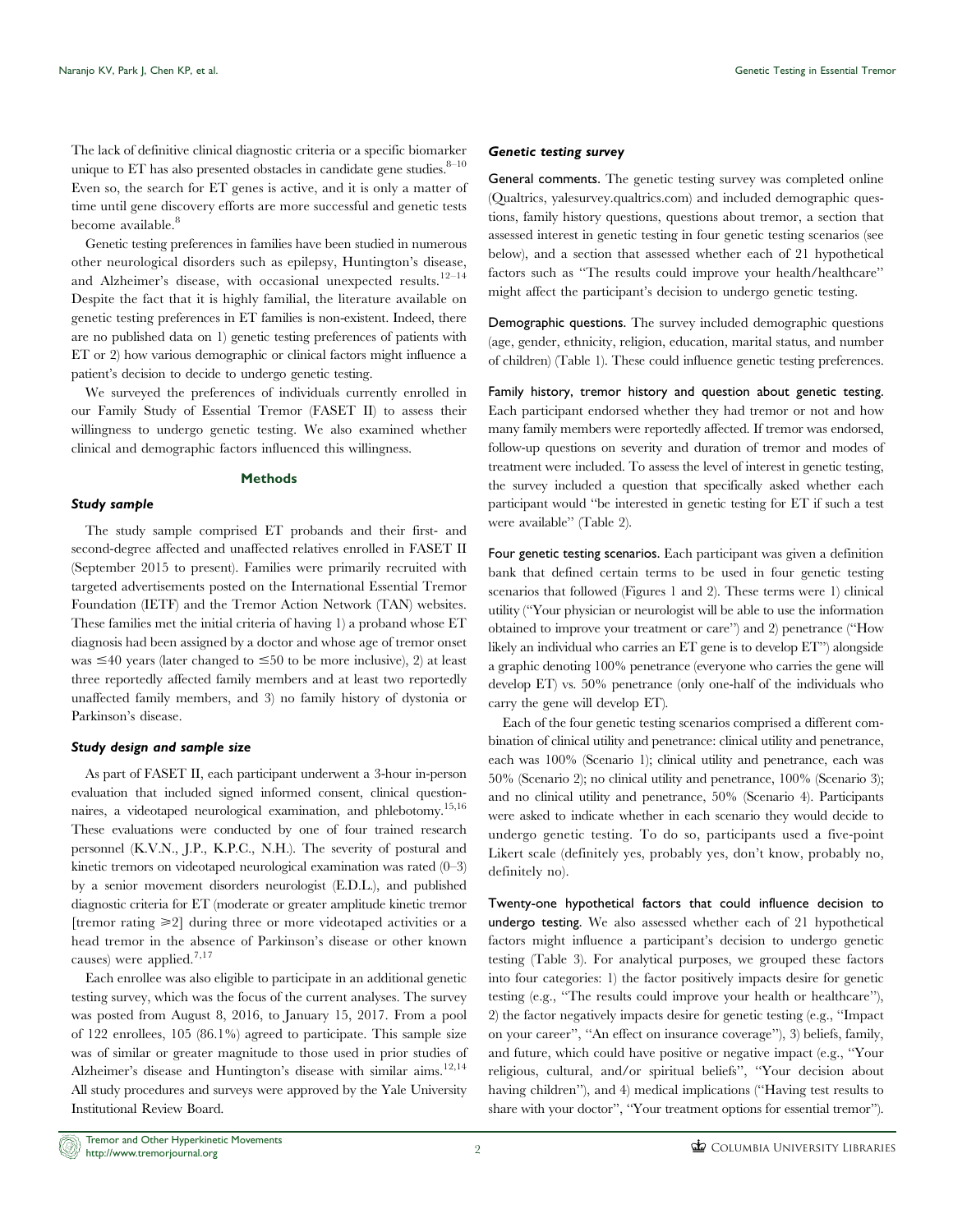The lack of definitive clinical diagnostic criteria or a specific biomarker unique to ET has also presented obstacles in candidate gene studies.[8–10] Even so, the search for ET genes is active, and it is only a matter of time until gene discovery efforts are more successful and genetic tests become available.[8]

Genetic testing preferences in families have been studied in numerous other neurological disorders such as epilepsy, Huntington's disease, and Alzheimer's disease, with occasional unexpected results.[12–14] Despite the fact that it is highly familial, the literature available on genetic testing preferences in ET families is non-existent. Indeed, there are no published data on 1) genetic testing preferences of patients with ET or 2) how various demographic or clinical factors might influence a patient's decision to decide to undergo genetic testing.

We surveyed the preferences of individuals currently enrolled in our Family Study of Essential Tremor (FASET II) to assess their willingness to undergo genetic testing. We also examined whether clinical and demographic factors influenced this willingness.

## Methods

### Study sample

The study sample comprised ET probands and their first- and second-degree affected and unaffected relatives enrolled in FASET II (September 2015 to present). Families were primarily recruited with targeted advertisements posted on the International Essential Tremor Foundation (IETF) and the Tremor Action Network (TAN) websites. These families met the initial criteria of having 1) a proband whose ET diagnosis had been assigned by a doctor and whose age of tremor onset was ≤40 years (later changed to ≤50 to be more inclusive), 2) at least three reportedly affected family members and at least two reportedly unaffected family members, and 3) no family history of dystonia or Parkinson's disease.

### Study design and sample size

As part of FASET II, each participant underwent a 3-hour in-person evaluation that included signed informed consent, clinical questionnaires, a videotaped neurological examination, and phlebotomy.[15,16] These evaluations were conducted by one of four trained research personnel (K.V.N., J.P., K.P.C., N.H.). The severity of postural and kinetic tremors on videotaped neurological examination was rated (0–3) by a senior movement disorders neurologist (E.D.L.), and published diagnostic criteria for ET (moderate or greater amplitude kinetic tremor [tremor rating ≥2] during three or more videotaped activities or a head tremor in the absence of Parkinson's disease or other known causes) were applied.[7,17]

Each enrollee was also eligible to participate in an additional genetic testing survey, which was the focus of the current analyses. The survey was posted from August 8, 2016, to January 15, 2017. From a pool of 122 enrollees, 105 (86.1%) agreed to participate. This sample size was of similar or greater magnitude to those used in prior studies of Alzheimer's disease and Huntington's disease with similar aims.[12,14] All study procedures and surveys were approved by the Yale University Institutional Review Board.

### Genetic testing survey

**General comments.** The genetic testing survey was completed online (Qualtrics, yalesurvey.qualtrics.com) and included demographic questions, family history questions, questions about tremor, a section that assessed interest in genetic testing in four genetic testing scenarios (see below), and a section that assessed whether each of 21 hypothetical factors such as "The results could improve your health/healthcare" might affect the participant's decision to undergo genetic testing.

**Demographic questions.** The survey included demographic questions (age, gender, ethnicity, religion, education, marital status, and number of children) (Table 1). These could influence genetic testing preferences.

**Family history, tremor history and question about genetic testing.** Each participant endorsed whether they had tremor or not and how many family members were reportedly affected. If tremor was endorsed, follow-up questions on severity and duration of tremor and modes of treatment were included. To assess the level of interest in genetic testing, the survey included a question that specifically asked whether each participant would "be interested in genetic testing for ET if such a test were available" (Table 2).

**Four genetic testing scenarios.** Each participant was given a definition bank that defined certain terms to be used in four genetic testing scenarios that followed (Figures 1 and 2). These terms were 1) clinical utility ("Your physician or neurologist will be able to use the information obtained to improve your treatment or care") and 2) penetrance ("How likely an individual who carries an ET gene is to develop ET") alongside a graphic denoting 100% penetrance (everyone who carries the gene will develop ET) vs. 50% penetrance (only one-half of the individuals who carry the gene will develop ET).

Each of the four genetic testing scenarios comprised a different combination of clinical utility and penetrance: clinical utility and penetrance, each was 100% (Scenario 1); clinical utility and penetrance, each was 50% (Scenario 2); no clinical utility and penetrance, 100% (Scenario 3); and no clinical utility and penetrance, 50% (Scenario 4). Participants were asked to indicate whether in each scenario they would decide to undergo genetic testing. To do so, participants used a five-point Likert scale (definitely yes, probably yes, don't know, probably no, definitely no).

**Twenty-one hypothetical factors that could influence decision to undergo testing.** We also assessed whether each of 21 hypothetical factors might influence a participant's decision to undergo genetic testing (Table 3). For analytical purposes, we grouped these factors into four categories: 1) the factor positively impacts desire for genetic testing (e.g., "The results could improve your health or healthcare"), 2) the factor negatively impacts desire for genetic testing (e.g., "Impact on your career", "An effect on insurance coverage"), 3) beliefs, family, and future, which could have positive or negative impact (e.g., "Your religious, cultural, and/or spiritual beliefs", "Your decision about having children"), and 4) medical implications ("Having test results to share with your doctor", "Your treatment options for essential tremor").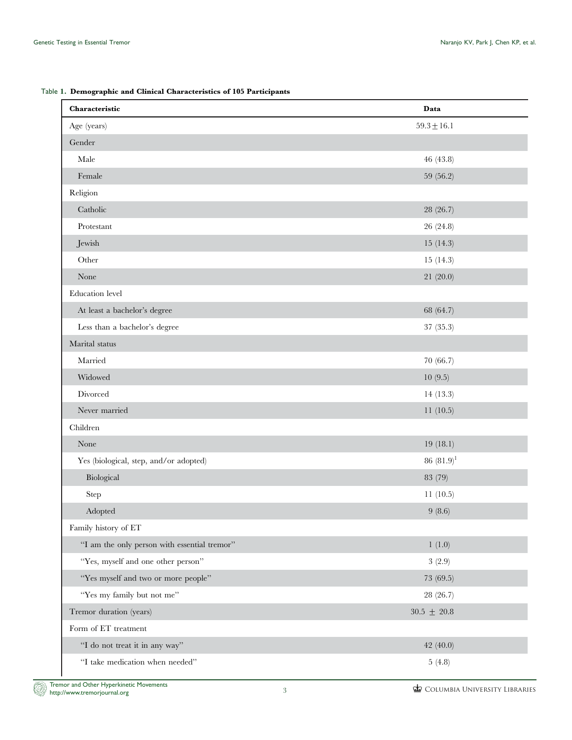Table 1. **Demographic and Clinical Characteristics of 105 Participants**

| Characteristic | Data |
|---|---|
| Age (years) | 59.3 ± 16.1 |
| Gender | |
| Male | 46 (43.8) |
| Female | 59 (56.2) |
| Religion | |
| Catholic | 28 (26.7) |
| Protestant | 26 (24.8) |
| Jewish | 15 (14.3) |
| Other | 15 (14.3) |
| None | 21 (20.0) |
| Education level | |
| At least a bachelor's degree | 68 (64.7) |
| Less than a bachelor's degree | 37 (35.3) |
| Marital status | |
| Married | 70 (66.7) |
| Widowed | 10 (9.5) |
| Divorced | 14 (13.3) |
| Never married | 11 (10.5) |
| Children | |
| None | 19 (18.1) |
| Yes (biological, step, and/or adopted) | 86 (81.9)[1] |
| Biological | 83 (79) |
| Step | 11 (10.5) |
| Adopted | 9 (8.6) |
| Family history of ET | |
| "I am the only person with essential tremor" | 1 (1.0) |
| "Yes, myself and one other person" | 3 (2.9) |
| "Yes myself and two or more people" | 73 (69.5) |
| "Yes my family but not me" | 28 (26.7) |
| Tremor duration (years) | 30.5 ± 20.8 |
| Form of ET treatment | |
| "I do not treat it in any way" | 42 (40.0) |
| "I take medication when needed" | 5 (4.8) |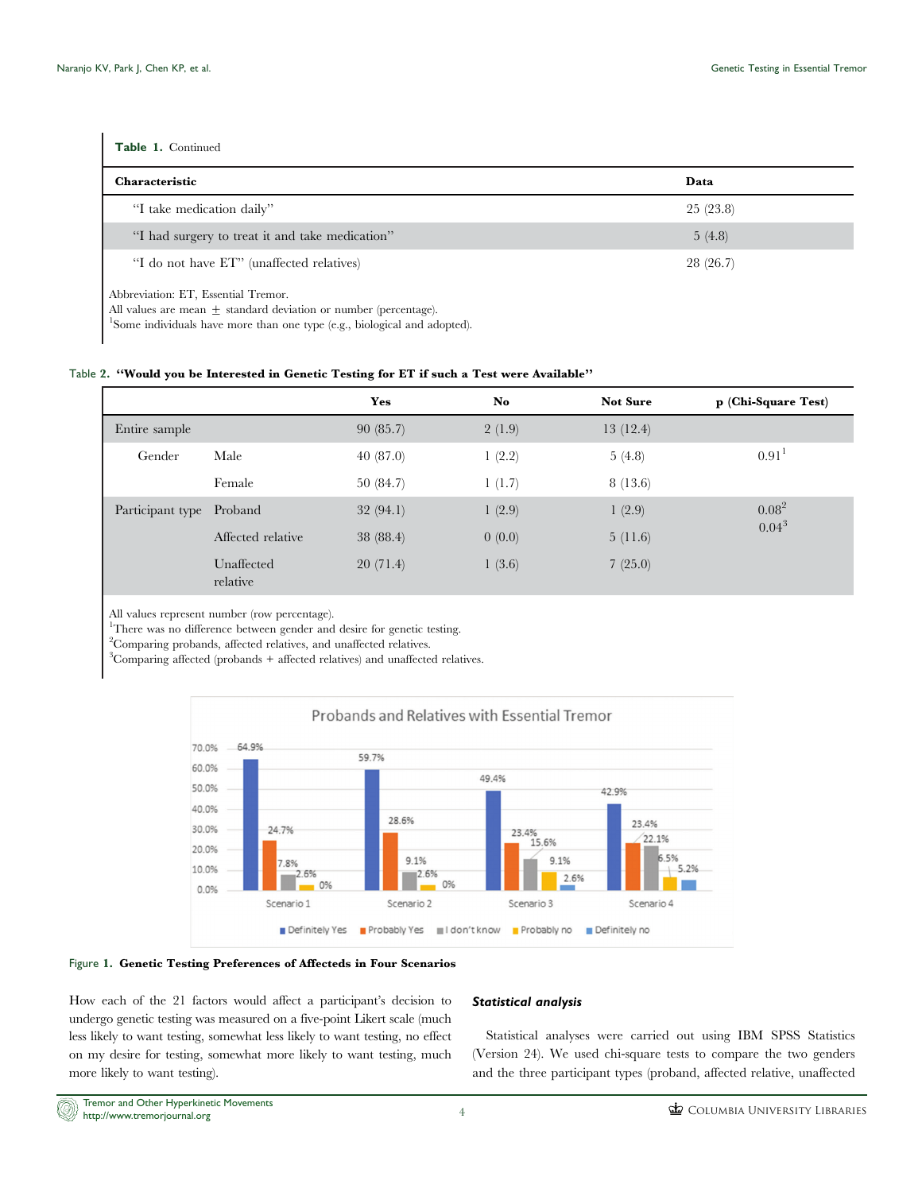**Table 1.** Continued

| Characteristic | Data |
|---|---|
| "I take medication daily" | 25 (23.8) |
| "I had surgery to treat it and take medication" | 5 (4.8) |
| "I do not have ET" (unaffected relatives) | 28 (26.7) |

Abbreviation: ET, Essential Tremor.
All values are mean ± standard deviation or number (percentage).
[1]Some individuals have more than one type (e.g., biological and adopted).

Table 2. **"Would you be Interested in Genetic Testing for ET if such a Test were Available"**

| | | Yes | No | Not Sure | p (Chi-Square Test) |
|---|---|---|---|---|---|
| Entire sample | | 90 (85.7) | 2 (1.9) | 13 (12.4) | |
| Gender | Male | 40 (87.0) | 1 (2.2) | 5 (4.8) | 0.91[1] |
| | Female | 50 (84.7) | 1 (1.7) | 8 (13.6) | |
| Participant type | Proband | 32 (94.1) | 1 (2.9) | 1 (2.9) | 0.08[2] 0.04[3] |
| | Affected relative | 38 (88.4) | 0 (0.0) | 5 (11.6) | |
| | Unaffected relative | 20 (71.4) | 1 (3.6) | 7 (25.0) | |

All values represent number (row percentage).
[1]There was no difference between gender and desire for genetic testing.
[2]Comparing probands, affected relatives, and unaffected relatives.
[3]Comparing affected (probands + affected relatives) and unaffected relatives.

Figure 1. **Genetic Testing Preferences of Affecteds in Four Scenarios**

How each of the 21 factors would affect a participant's decision to undergo genetic testing was measured on a five-point Likert scale (much less likely to want testing, somewhat less likely to want testing, no effect on my desire for testing, somewhat more likely to want testing, much more likely to want testing).

### *Statistical analysis*

Statistical analyses were carried out using IBM SPSS Statistics (Version 24). We used chi-square tests to compare the two genders and the three participant types (proband, affected relative, unaffected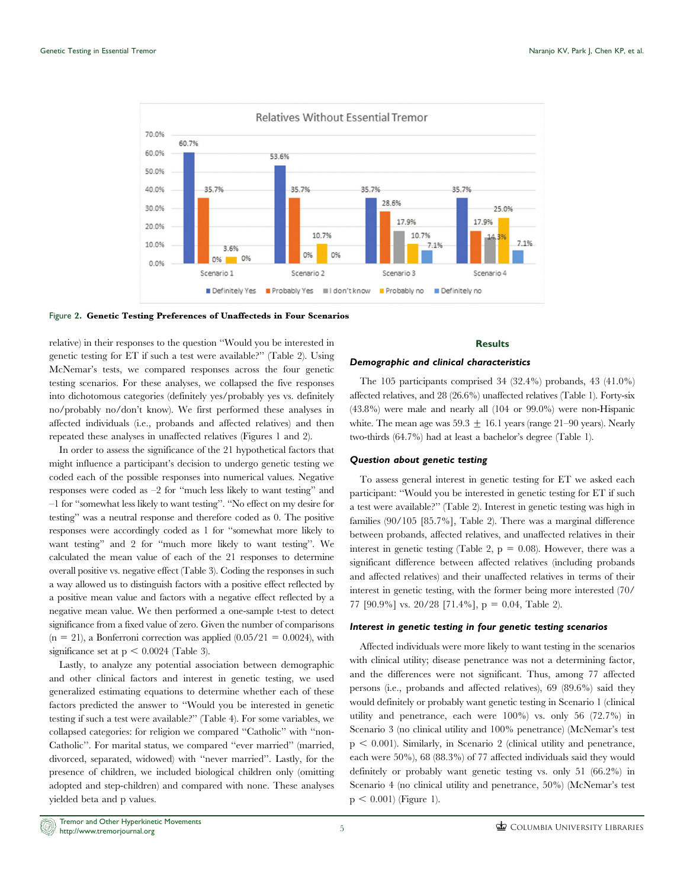Figure 2. **Genetic Testing Preferences of Unaffecteds in Four Scenarios**

relative) in their responses to the question "Would you be interested in genetic testing for ET if such a test were available?" (Table 2). Using McNemar's tests, we compared responses across the four genetic testing scenarios. For these analyses, we collapsed the five responses into dichotomous categories (definitely yes/probably yes vs. definitely no/probably no/don't know). We first performed these analyses in affected individuals (i.e., probands and affected relatives) and then repeated these analyses in unaffected relatives (Figures 1 and 2).

In order to assess the significance of the 21 hypothetical factors that might influence a participant's decision to undergo genetic testing we coded each of the possible responses into numerical values. Negative responses were coded as –2 for "much less likely to want testing" and –1 for "somewhat less likely to want testing". "No effect on my desire for testing" was a neutral response and therefore coded as 0. The positive responses were accordingly coded as 1 for "somewhat more likely to want testing" and 2 for "much more likely to want testing". We calculated the mean value of each of the 21 responses to determine overall positive vs. negative effect (Table 3). Coding the responses in such a way allowed us to distinguish factors with a positive effect reflected by a positive mean value and factors with a negative effect reflected by a negative mean value. We then performed a one-sample t-test to detect significance from a fixed value of zero. Given the number of comparisons ($n = 21$), a Bonferroni correction was applied ($0.05/21 = 0.0024$), with significance set at $p < 0.0024$ (Table 3).

Lastly, to analyze any potential association between demographic and other clinical factors and interest in genetic testing, we used generalized estimating equations to determine whether each of these factors predicted the answer to "Would you be interested in genetic testing if such a test were available?" (Table 4). For some variables, we collapsed categories: for religion we compared "Catholic" with "non-Catholic". For marital status, we compared "ever married" (married, divorced, separated, widowed) with "never married". Lastly, for the presence of children, we included biological children only (omitting adopted and step-children) and compared with none. These analyses yielded beta and p values.

## Results

### *Demographic and clinical characteristics*

The 105 participants comprised 34 (32.4%) probands, 43 (41.0%) affected relatives, and 28 (26.6%) unaffected relatives (Table 1). Forty-six (43.8%) were male and nearly all (104 or 99.0%) were non-Hispanic white. The mean age was $59.3 \pm 16.1$ years (range 21–90 years). Nearly two-thirds (64.7%) had at least a bachelor's degree (Table 1).

### *Question about genetic testing*

To assess general interest in genetic testing for ET we asked each participant: "Would you be interested in genetic testing for ET if such a test were available?" (Table 2). Interest in genetic testing was high in families (90/105 [85.7%], Table 2). There was a marginal difference between probands, affected relatives, and unaffected relatives in their interest in genetic testing (Table 2, $p = 0.08$). However, there was a significant difference between affected relatives (including probands and affected relatives) and their unaffected relatives in terms of their interest in genetic testing, with the former being more interested (70/77 [90.9%] vs. 20/28 [71.4%], $p = 0.04$, Table 2).

### *Interest in genetic testing in four genetic testing scenarios*

Affected individuals were more likely to want testing in the scenarios with clinical utility; disease penetrance was not a determining factor, and the differences were not significant. Thus, among 77 affected persons (i.e., probands and affected relatives), 69 (89.6%) said they would definitely or probably want genetic testing in Scenario 1 (clinical utility and penetrance, each were 100%) vs. only 56 (72.7%) in Scenario 3 (no clinical utility and 100% penetrance) (McNemar's test $p < 0.001$). Similarly, in Scenario 2 (clinical utility and penetrance, each were 50%), 68 (88.3%) of 77 affected individuals said they would definitely or probably want genetic testing vs. only 51 (66.2%) in Scenario 4 (no clinical utility and penetrance, 50%) (McNemar's test $p < 0.001$) (Figure 1).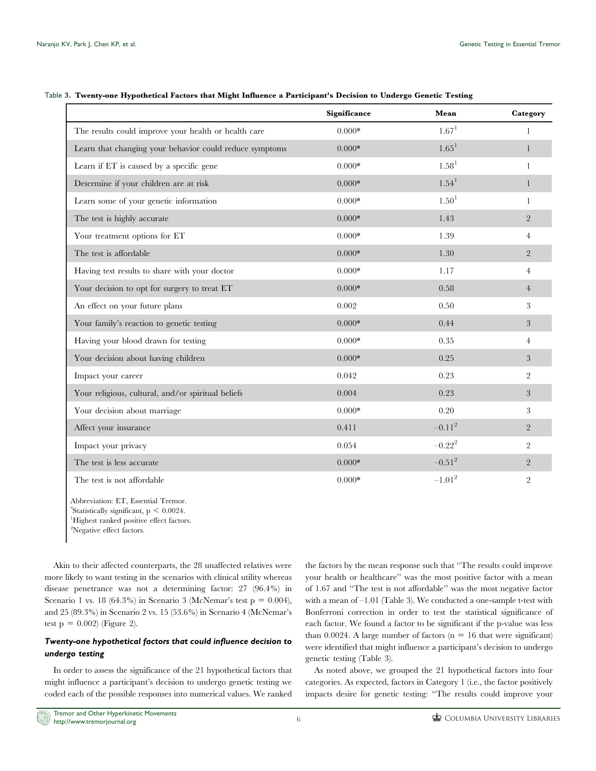Table 3. **Twenty-one Hypothetical Factors that Might Influence a Participant's Decision to Undergo Genetic Testing**

| | Significance | Mean | Category |
|---|---|---|---|
| The results could improve your health or health care | 0.000* | 1.67[1] | 1 |
| Learn that changing your behavior could reduce symptoms | 0.000* | 1.65[1] | 1 |
| Learn if ET is caused by a specific gene | 0.000* | 1.58[1] | 1 |
| Determine if your children are at risk | 0.000* | 1.54[1] | 1 |
| Learn some of your genetic information | 0.000* | 1.50[1] | 1 |
| The test is highly accurate | 0.000* | 1.43 | 2 |
| Your treatment options for ET | 0.000* | 1.39 | 4 |
| The test is affordable | 0.000* | 1.30 | 2 |
| Having test results to share with your doctor | 0.000* | 1.17 | 4 |
| Your decision to opt for surgery to treat ET | 0.000* | 0.58 | 4 |
| An effect on your future plans | 0.002 | 0.50 | 3 |
| Your family's reaction to genetic testing | 0.000* | 0.44 | 3 |
| Having your blood drawn for testing | 0.000* | 0.35 | 4 |
| Your decision about having children | 0.000* | 0.25 | 3 |
| Impact your career | 0.042 | 0.23 | 2 |
| Your religious, cultural, and/or spiritual beliefs | 0.004 | 0.23 | 3 |
| Your decision about marriage | 0.000* | 0.20 | 3 |
| Affect your insurance | 0.411 | −0.11[2] | 2 |
| Impact your privacy | 0.054 | −0.22[2] | 2 |
| The test is less accurate | 0.000* | −0.51[2] | 2 |
| The test is not affordable | 0.000* | −1.01[2] | 2 |

Abbreviation: ET, Essential Tremor.
*Statistically significant, $p < 0.0024$.
[1]Highest ranked positive effect factors.
[2]Negative effect factors.

Akin to their affected counterparts, the 28 unaffected relatives were more likely to want testing in the scenarios with clinical utility whereas disease penetrance was not a determining factor: 27 (96.4%) in Scenario 1 vs. 18 (64.3%) in Scenario 3 (McNemar's test $p = 0.004$), and 25 (89.3%) in Scenario 2 vs. 15 (53.6%) in Scenario 4 (McNemar's test $p = 0.002$) (Figure 2).

### *Twenty-one hypothetical factors that could influence decision to undergo testing*

In order to assess the significance of the 21 hypothetical factors that might influence a participant's decision to undergo genetic testing we coded each of the possible responses into numerical values. We ranked the factors by the mean response such that "The results could improve your health or healthcare" was the most positive factor with a mean of 1.67 and "The test is not affordable" was the most negative factor with a mean of −1.01 (Table 3). We conducted a one-sample t-test with Bonferroni correction in order to test the statistical significance of each factor. We found a factor to be significant if the p-value was less than 0.0024. A large number of factors ($n = 16$ that were significant) were identified that might influence a participant's decision to undergo genetic testing (Table 3).

As noted above, we grouped the 21 hypothetical factors into four categories. As expected, factors in Category 1 (i.e., the factor positively impacts desire for genetic testing: "The results could improve your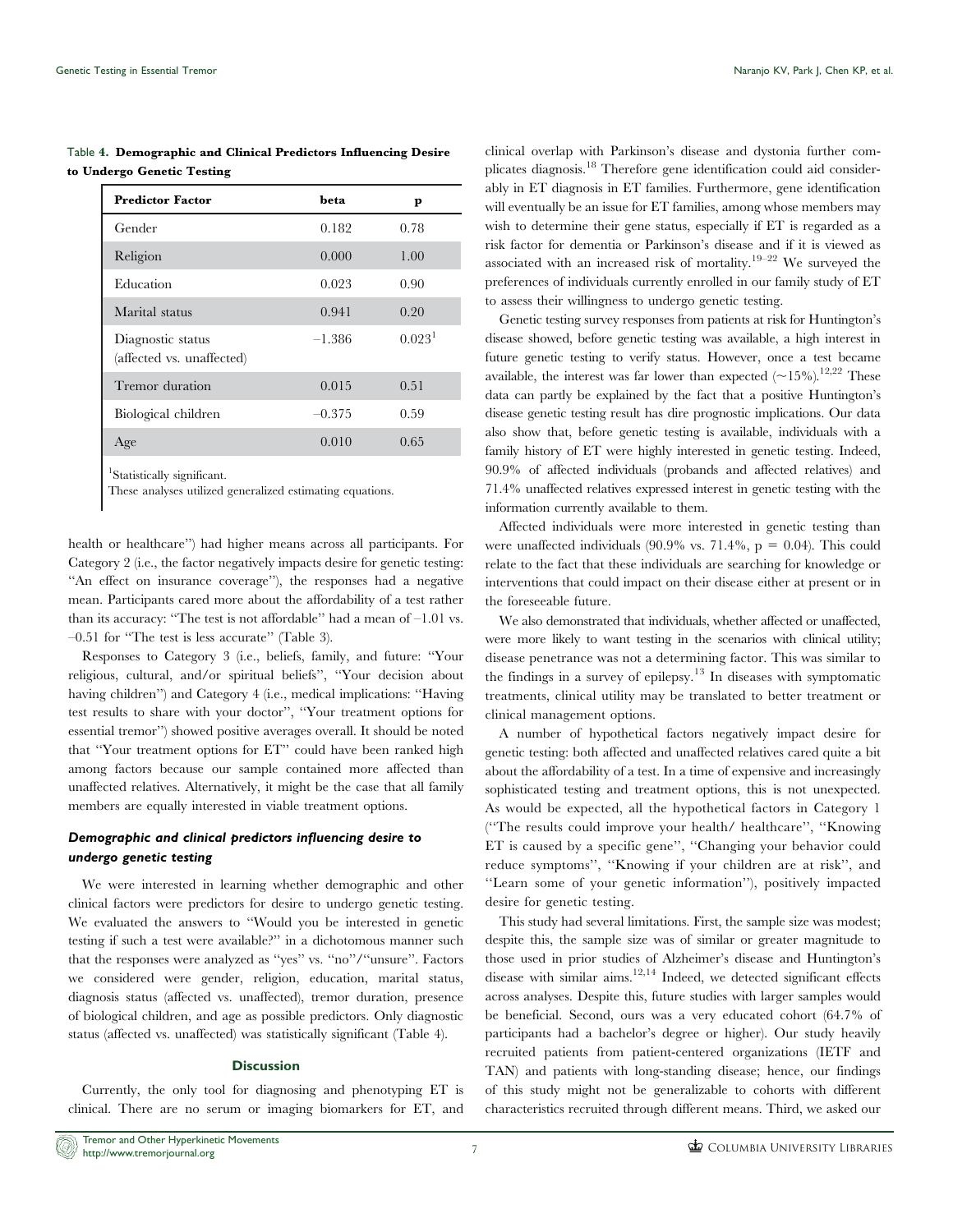Table 4. **Demographic and Clinical Predictors Influencing Desire to Undergo Genetic Testing**

| Predictor Factor | beta | p |
|---|---|---|
| Gender | 0.182 | 0.78 |
| Religion | 0.000 | 1.00 |
| Education | 0.023 | 0.90 |
| Marital status | 0.941 | 0.20 |
| Diagnostic status (affected vs. unaffected) | –1.386 | 0.023[1] |
| Tremor duration | 0.015 | 0.51 |
| Biological children | –0.375 | 0.59 |
| Age | 0.010 | 0.65 |

[1]Statistically significant.

These analyses utilized generalized estimating equations.

health or healthcare'') had higher means across all participants. For Category 2 (i.e., the factor negatively impacts desire for genetic testing: ''An effect on insurance coverage''), the responses had a negative mean. Participants cared more about the affordability of a test rather than its accuracy: ''The test is not affordable'' had a mean of –1.01 vs. –0.51 for ''The test is less accurate'' (Table 3).

Responses to Category 3 (i.e., beliefs, family, and future: ''Your religious, cultural, and/or spiritual beliefs'', ''Your decision about having children'') and Category 4 (i.e., medical implications: ''Having test results to share with your doctor'', ''Your treatment options for essential tremor'') showed positive averages overall. It should be noted that ''Your treatment options for ET'' could have been ranked high among factors because our sample contained more affected than unaffected relatives. Alternatively, it might be the case that all family members are equally interested in viable treatment options.

### *Demographic and clinical predictors influencing desire to undergo genetic testing*

We were interested in learning whether demographic and other clinical factors were predictors for desire to undergo genetic testing. We evaluated the answers to ''Would you be interested in genetic testing if such a test were available?'' in a dichotomous manner such that the responses were analyzed as ''yes'' vs. ''no''/''unsure''. Factors we considered were gender, religion, education, marital status, diagnosis status (affected vs. unaffected), tremor duration, presence of biological children, and age as possible predictors. Only diagnostic status (affected vs. unaffected) was statistically significant (Table 4).

## Discussion

Currently, the only tool for diagnosing and phenotyping ET is clinical. There are no serum or imaging biomarkers for ET, and clinical overlap with Parkinson's disease and dystonia further complicates diagnosis.[18] Therefore gene identification could aid considerably in ET diagnosis in ET families. Furthermore, gene identification will eventually be an issue for ET families, among whose members may wish to determine their gene status, especially if ET is regarded as a risk factor for dementia or Parkinson's disease and if it is viewed as associated with an increased risk of mortality.[19–22] We surveyed the preferences of individuals currently enrolled in our family study of ET to assess their willingness to undergo genetic testing.

Genetic testing survey responses from patients at risk for Huntington's disease showed, before genetic testing was available, a high interest in future genetic testing to verify status. However, once a test became available, the interest was far lower than expected (~15%).[12,22] These data can partly be explained by the fact that a positive Huntington's disease genetic testing result has dire prognostic implications. Our data also show that, before genetic testing is available, individuals with a family history of ET were highly interested in genetic testing. Indeed, 90.9% of affected individuals (probands and affected relatives) and 71.4% unaffected relatives expressed interest in genetic testing with the information currently available to them.

Affected individuals were more interested in genetic testing than were unaffected individuals (90.9% vs. 71.4%, $p = 0.04$). This could relate to the fact that these individuals are searching for knowledge or interventions that could impact on their disease either at present or in the foreseeable future.

We also demonstrated that individuals, whether affected or unaffected, were more likely to want testing in the scenarios with clinical utility; disease penetrance was not a determining factor. This was similar to the findings in a survey of epilepsy.[13] In diseases with symptomatic treatments, clinical utility may be translated to better treatment or clinical management options.

A number of hypothetical factors negatively impact desire for genetic testing: both affected and unaffected relatives cared quite a bit about the affordability of a test. In a time of expensive and increasingly sophisticated testing and treatment options, this is not unexpected. As would be expected, all the hypothetical factors in Category 1 (''The results could improve your health/ healthcare'', ''Knowing ET is caused by a specific gene'', ''Changing your behavior could reduce symptoms'', ''Knowing if your children are at risk'', and ''Learn some of your genetic information''), positively impacted desire for genetic testing.

This study had several limitations. First, the sample size was modest; despite this, the sample size was of similar or greater magnitude to those used in prior studies of Alzheimer's disease and Huntington's disease with similar aims.[12,14] Indeed, we detected significant effects across analyses. Despite this, future studies with larger samples would be beneficial. Second, ours was a very educated cohort (64.7% of participants had a bachelor's degree or higher). Our study heavily recruited patients from patient-centered organizations (IETF and TAN) and patients with long-standing disease; hence, our findings of this study might not be generalizable to cohorts with different characteristics recruited through different means. Third, we asked our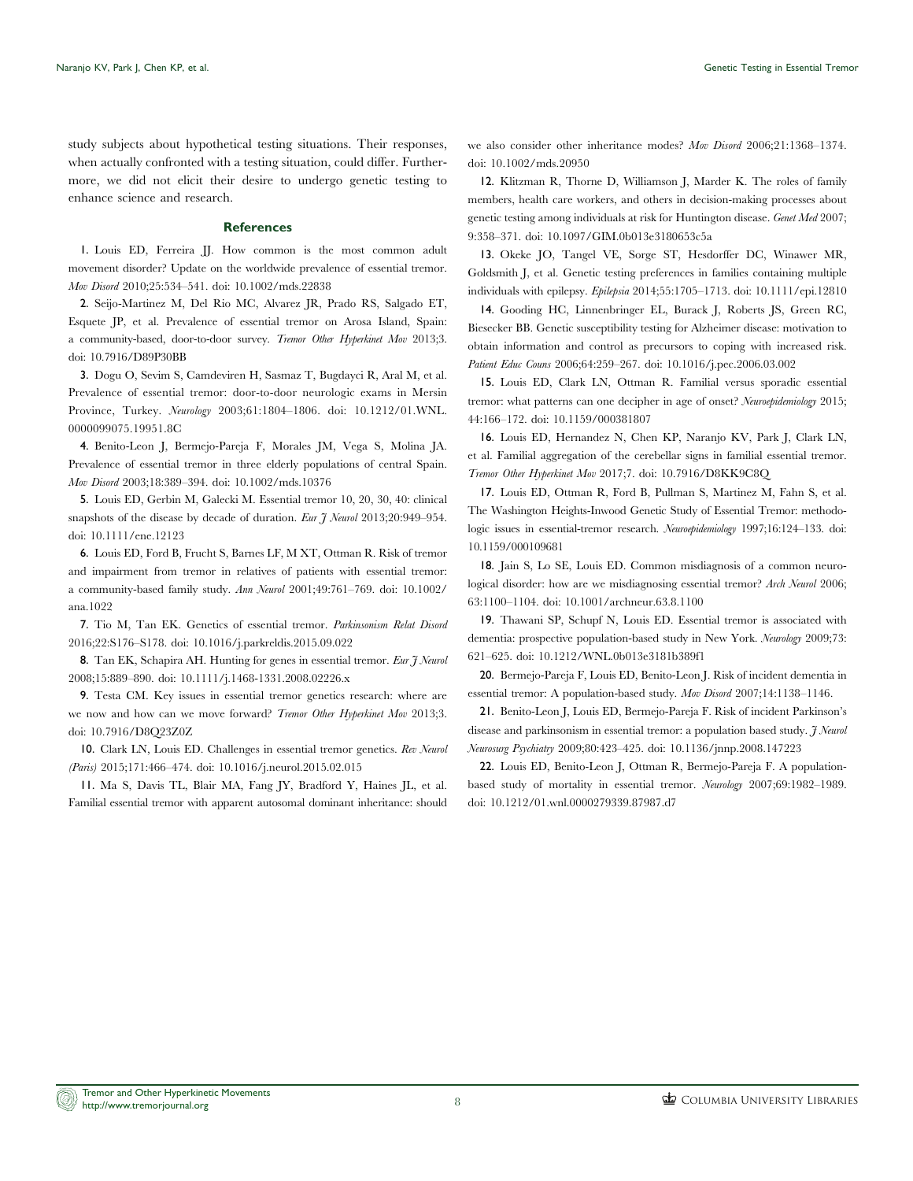study subjects about hypothetical testing situations. Their responses, when actually confronted with a testing situation, could differ. Furthermore, we did not elicit their desire to undergo genetic testing to enhance science and research.

## References

1. Louis ED, Ferreira JJ. How common is the most common adult movement disorder? Update on the worldwide prevalence of essential tremor. *Mov Disord* 2010;25:534–541. doi: 10.1002/mds.22838

2. Seijo-Martinez M, Del Rio MC, Alvarez JR, Prado RS, Salgado ET, Esquete JP, et al. Prevalence of essential tremor on Arosa Island, Spain: a community-based, door-to-door survey. *Tremor Other Hyperkinet Mov* 2013;3. doi: 10.7916/D89P30BB

3. Dogu O, Sevim S, Camdeviren H, Sasmaz T, Bugdayci R, Aral M, et al. Prevalence of essential tremor: door-to-door neurologic exams in Mersin Province, Turkey. *Neurology* 2003;61:1804–1806. doi: 10.1212/01.WNL.0000099075.19951.8C

4. Benito-Leon J, Bermejo-Pareja F, Morales JM, Vega S, Molina JA. Prevalence of essential tremor in three elderly populations of central Spain. *Mov Disord* 2003;18:389–394. doi: 10.1002/mds.10376

5. Louis ED, Gerbin M, Galecki M. Essential tremor 10, 20, 30, 40: clinical snapshots of the disease by decade of duration. *Eur J Neurol* 2013;20:949–954. doi: 10.1111/ene.12123

6. Louis ED, Ford B, Frucht S, Barnes LF, M XT, Ottman R. Risk of tremor and impairment from tremor in relatives of patients with essential tremor: a community-based family study. *Ann Neurol* 2001;49:761–769. doi: 10.1002/ana.1022

7. Tio M, Tan EK. Genetics of essential tremor. *Parkinsonism Relat Disord* 2016;22:S176–S178. doi: 10.1016/j.parkreldis.2015.09.022

8. Tan EK, Schapira AH. Hunting for genes in essential tremor. *Eur J Neurol* 2008;15:889–890. doi: 10.1111/j.1468-1331.2008.02226.x

9. Testa CM. Key issues in essential tremor genetics research: where are we now and how can we move forward? *Tremor Other Hyperkinet Mov* 2013;3. doi: 10.7916/D8Q23Z0Z

10. Clark LN, Louis ED. Challenges in essential tremor genetics. *Rev Neurol (Paris)* 2015;171:466–474. doi: 10.1016/j.neurol.2015.02.015

11. Ma S, Davis TL, Blair MA, Fang JY, Bradford Y, Haines JL, et al. Familial essential tremor with apparent autosomal dominant inheritance: should we also consider other inheritance modes? *Mov Disord* 2006;21:1368–1374. doi: 10.1002/mds.20950

12. Klitzman R, Thorne D, Williamson J, Marder K. The roles of family members, health care workers, and others in decision-making processes about genetic testing among individuals at risk for Huntington disease. *Genet Med* 2007;9:358–371. doi: 10.1097/GIM.0b013e3180653c5a

13. Okeke JO, Tangel VE, Sorge ST, Hesdorffer DC, Winawer MR, Goldsmith J, et al. Genetic testing preferences in families containing multiple individuals with epilepsy. *Epilepsia* 2014;55:1705–1713. doi: 10.1111/epi.12810

14. Gooding HC, Linnenbringer EL, Burack J, Roberts JS, Green RC, Biesecker BB. Genetic susceptibility testing for Alzheimer disease: motivation to obtain information and control as precursors to coping with increased risk. *Patient Educ Couns* 2006;64:259–267. doi: 10.1016/j.pec.2006.03.002

15. Louis ED, Clark LN, Ottman R. Familial versus sporadic essential tremor: what patterns can one decipher in age of onset? *Neuroepidemiology* 2015;44:166–172. doi: 10.1159/000381807

16. Louis ED, Hernandez N, Chen KP, Naranjo KV, Park J, Clark LN, et al. Familial aggregation of the cerebellar signs in familial essential tremor. *Tremor Other Hyperkinet Mov* 2017;7. doi: 10.7916/D8KK9C8Q

17. Louis ED, Ottman R, Ford B, Pullman S, Martinez M, Fahn S, et al. The Washington Heights-Inwood Genetic Study of Essential Tremor: methodologic issues in essential-tremor research. *Neuroepidemiology* 1997;16:124–133. doi: 10.1159/000109681

18. Jain S, Lo SE, Louis ED. Common misdiagnosis of a common neurological disorder: how are we misdiagnosing essential tremor? *Arch Neurol* 2006;63:1100–1104. doi: 10.1001/archneur.63.8.1100

19. Thawani SP, Schupf N, Louis ED. Essential tremor is associated with dementia: prospective population-based study in New York. *Neurology* 2009;73:621–625. doi: 10.1212/WNL.0b013e3181b389f1

20. Bermejo-Pareja F, Louis ED, Benito-Leon J. Risk of incident dementia in essential tremor: A population-based study. *Mov Disord* 2007;14:1138–1146.

21. Benito-Leon J, Louis ED, Bermejo-Pareja F. Risk of incident Parkinson's disease and parkinsonism in essential tremor: a population based study. *J Neurol Neurosurg Psychiatry* 2009;80:423–425. doi: 10.1136/jnnp.2008.147223

22. Louis ED, Benito-Leon J, Ottman R, Bermejo-Pareja F. A population-based study of mortality in essential tremor. *Neurology* 2007;69:1982–1989. doi: 10.1212/01.wnl.0000279339.87987.d7